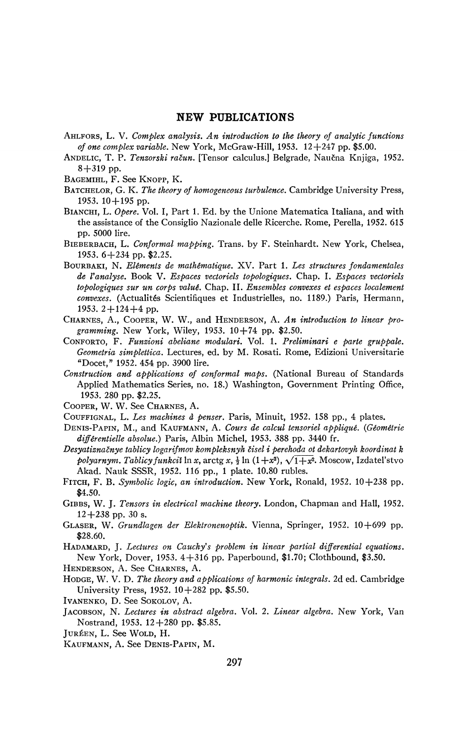## NEW PUBLICATIONS

AHLFORS, L. V. *Complex analysis. An introduction to the theory of analytic functions of one complex variable.* New York, McGraw-Hill, 1953. 12+247 pp. $5.00.

ANDELIC, T. P. *Tenzorski račun.* [Tensor calculus.] Belgrade, Naučna Knjiga, 1952. 8+319 pp.

BAGEMIHL, F. See KNOPP, K.

BATCHELOR, G. K. *The theory of homogeneous turbulence.* Cambridge University Press, 1953. 10+195 pp.

BIANCHI, L. *Opere.* Vol. I, Part 1. Ed. by the Unione Matematica Italiana, and with the assistance of the Consiglio Nazionale delle Ricerche. Rome, Perella, 1952. 615 pp. 5000 lire.

BIEBERBACH, L. *Conformal mapping.* Trans. by F. Steinhardt. New York, Chelsea, 1953. 6+234 pp. $2.25.

BOURBAKI, N. *Eléments de mathématique.* XV. Part 1. *Les structures fondamentales de l'analyse.* Book V. *Espaces vectoriels topologiques.* Chap. I. *Espaces vectoriels topologiques sur un corps valué.* Chap. II. *Ensembles convexes et espaces localement convexes.* (Actualités Scientifiques et Industrielles, no. 1189.) Paris, Hermann, 1953. 2+124+4 pp.

CHARNES, A., COOPER, W. W., and HENDERSON, A. *An introduction to linear programming.* New York, Wiley, 1953. 10+74 pp. $2.50.

CONFORTO, F. *Funzioni abeliane modulari.* Vol. 1. *Preliminari e parte gruppale. Geometria simplettica.* Lectures, ed. by M. Rosati. Rome, Edizioni Universitarie "Docet," 1952. 454 pp. 3900 lire.

*Construction and applications of conformal maps.* (National Bureau of Standards Applied Mathematics Series, no. 18.) Washington, Government Printing Office, 1953. 280 pp. $2.25.

COOPER, W. W. See CHARNES, A.

COUFFIGNAL, L. *Les machines à penser.* Paris, Minuit, 1952. 158 pp., 4 plates.

DENIS-PAPIN, M., and KAUFMANN, A. *Cours de calcul tensoriel appliqué.* (*Géométrie différentielle absolue.*) Paris, Albin Michel, 1953. 388 pp. 3440 fr.

*Desyatiznačnye tablicy logarifmov kompleksnyh čisel i perehoda ot dekartovyh koordinat k polyarnym. Tablicy funkciĭ* $\ln x$, $\operatorname{arctg} x$, $\frac{1}{2}\ln(1+x^2)$, $\sqrt{1+x^2}$. Moscow, Izdatel'stvo Akad. Nauk SSSR, 1952. 116 pp., 1 plate. 10.80 rubles.

FITCH, F. B. *Symbolic logic, an introduction.* New York, Ronald, 1952. 10+238 pp. $4.50.

GIBBS, W. J. *Tensors in electrical machine theory.* London, Chapman and Hall, 1952. 12+238 pp. 30 s.

GLASER, W. *Grundlagen der Elektronenoptik.* Vienna, Springer, 1952. 10+699 pp. $28.60.

HADAMARD, J. *Lectures on Cauchy's problem in linear partial differential equations.* New York, Dover, 1953. 4+316 pp. Paperbound, $1.70; Clothbound, $3.50.

HENDERSON, A. See CHARNES, A.

HODGE, W. V. D. *The theory and applications of harmonic integrals.* 2d ed. Cambridge University Press, 1952. 10+282 pp. $5.50.

IVANENKO, D. See SOKOLOV, A.

JACOBSON, N. *Lectures in abstract algebra.* Vol. 2. *Linear algebra.* New York, Van Nostrand, 1953. 12+280 pp. $5.85.

JURÉEN, L. See WOLD, H.

KAUFMANN, A. See DENIS-PAPIN, M.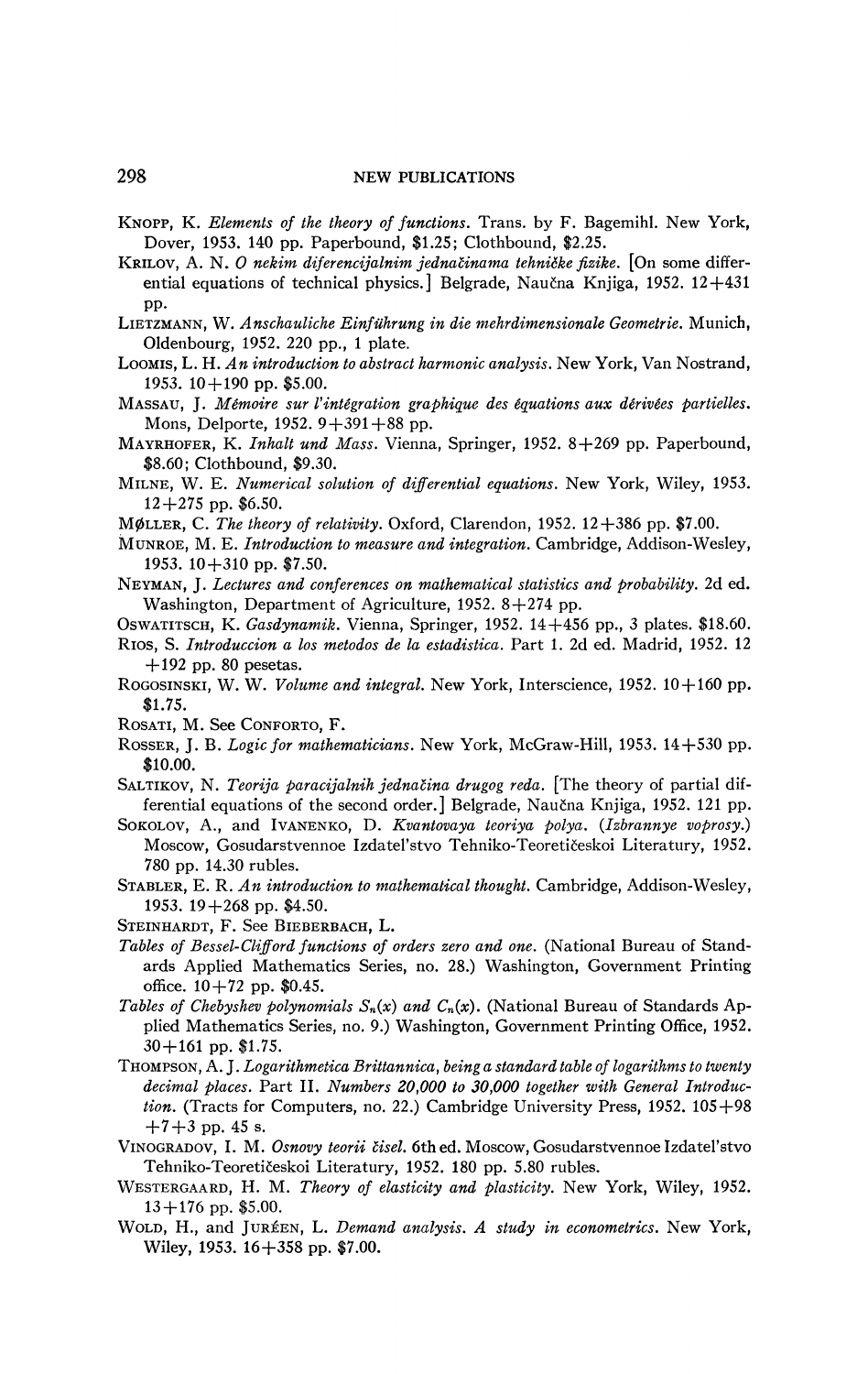KNOPP, K. *Elements of the theory of functions*. Trans. by F. Bagemihl. New York, Dover, 1953. 140 pp. Paperbound, $1.25; Clothbound, $2.25.

KRILOV, A. N. *O nekim diferencijalnim jednačinama tehničke fizike*. [On some differential equations of technical physics.] Belgrade, Naučna Knjiga, 1952. 12+431 pp.

LIETZMANN, W. *Anschauliche Einführung in die mehrdimensionale Geometrie*. Munich, Oldenbourg, 1952. 220 pp., 1 plate.

LOOMIS, L. H. *An introduction to abstract harmonic analysis*. New York, Van Nostrand, 1953. 10+190 pp. $5.00.

MASSAU, J. *Mémoire sur l'intégration graphique des équations aux dérivées partielles*. Mons, Delporte, 1952. 9+391+88 pp.

MAYRHOFER, K. *Inhalt und Mass*. Vienna, Springer, 1952. 8+269 pp. Paperbound, $8.60; Clothbound, $9.30.

MILNE, W. E. *Numerical solution of differential equations*. New York, Wiley, 1953. 12+275 pp. $6.50.

MØLLER, C. *The theory of relativity*. Oxford, Clarendon, 1952. 12+386 pp. $7.00.

MUNROE, M. E. *Introduction to measure and integration*. Cambridge, Addison-Wesley, 1953. 10+310 pp. $7.50.

NEYMAN, J. *Lectures and conferences on mathematical statistics and probability*. 2d ed. Washington, Department of Agriculture, 1952. 8+274 pp.

OSWATITSCH, K. *Gasdynamik*. Vienna, Springer, 1952. 14+456 pp., 3 plates. $18.60.

RIOS, S. *Introduccion a los metodos de la estadistica*. Part 1. 2d ed. Madrid, 1952. 12+192 pp. 80 pesetas.

ROGOSINSKI, W. W. *Volume and integral*. New York, Interscience, 1952. 10+160 pp. $1.75.

ROSATI, M. See CONFORTO, F.

ROSSER, J. B. *Logic for mathematicians*. New York, McGraw-Hill, 1953. 14+530 pp. $10.00.

SALTIKOV, N. *Teorija paracijalnih jednačina drugog reda*. [The theory of partial differential equations of the second order.] Belgrade, Naučna Knjiga, 1952. 121 pp.

SOKOLOV, A., and IVANENKO, D. *Kvantovaya teoriya polya*. (*Izbrannye voprosy*.) Moscow, Gosudarstvennoe Izdatel'stvo Tehniko-Teoretičeskoi Literatury, 1952. 780 pp. 14.30 rubles.

STABLER, E. R. *An introduction to mathematical thought*. Cambridge, Addison-Wesley, 1953. 19+268 pp. $4.50.

STEINHARDT, F. See BIEBERBACH, L.

*Tables of Bessel-Clifford functions of orders zero and one*. (National Bureau of Standards Applied Mathematics Series, no. 28.) Washington, Government Printing office. 10+72 pp. $0.45.

*Tables of Chebyshev polynomials* $S_n(x)$ *and* $C_n(x)$. (National Bureau of Standards Applied Mathematics Series, no. 9.) Washington, Government Printing Office, 1952. 30+161 pp. $1.75.

THOMPSON, A. J. *Logarithmetica Brittannica, being a standard table of logarithms to twenty decimal places*. Part II. *Numbers 20,000 to 30,000 together with General Introduction*. (Tracts for Computers, no. 22.) Cambridge University Press, 1952. 105+98+7+3 pp. 45 s.

VINOGRADOV, I. M. *Osnovy teorii čisel*. 6th ed. Moscow, Gosudarstvennoe Izdatel'stvo Tehniko-Teoretičeskoi Literatury, 1952. 180 pp. 5.80 rubles.

WESTERGAARD, H. M. *Theory of elasticity and plasticity*. New York, Wiley, 1952. 13+176 pp. $5.00.

WOLD, H., and JURÉEN, L. *Demand analysis. A study in econometrics*. New York, Wiley, 1953. 16+358 pp. $7.00.